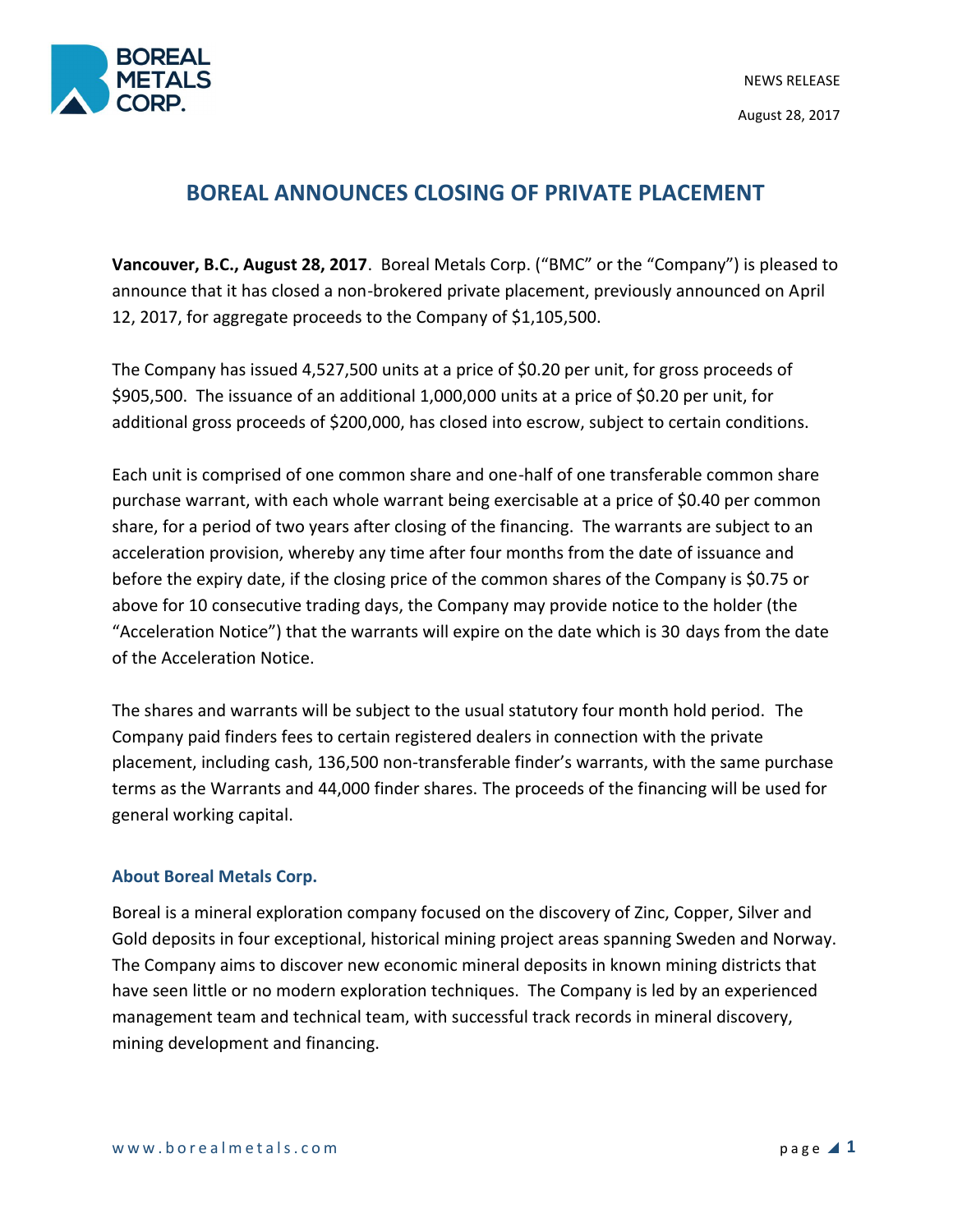NEWS RELEASE

August 28, 2017

# BOREAL ANNOUNCES CLOSING OF PRIVATE PLACEMENT

**Vancouver, B.C., August 28, 2017**. Boreal Metals Corp. ("BMC" or the "Company") is pleased to announce that it has closed a non-brokered private placement, previously announced on April 12, 2017, for aggregate proceeds to the Company of $1,105,500.

The Company has issued 4,527,500 units at a price of $0.20 per unit, for gross proceeds of $905,500. The issuance of an additional 1,000,000 units at a price of $0.20 per unit, for additional gross proceeds of $200,000, has closed into escrow, subject to certain conditions.

Each unit is comprised of one common share and one-half of one transferable common share purchase warrant, with each whole warrant being exercisable at a price of $0.40 per common share, for a period of two years after closing of the financing. The warrants are subject to an acceleration provision, whereby any time after four months from the date of issuance and before the expiry date, if the closing price of the common shares of the Company is $0.75 or above for 10 consecutive trading days, the Company may provide notice to the holder (the "Acceleration Notice") that the warrants will expire on the date which is 30 days from the date of the Acceleration Notice.

The shares and warrants will be subject to the usual statutory four month hold period. The Company paid finders fees to certain registered dealers in connection with the private placement, including cash, 136,500 non-transferable finder's warrants, with the same purchase terms as the Warrants and 44,000 finder shares. The proceeds of the financing will be used for general working capital.

### About Boreal Metals Corp.

Boreal is a mineral exploration company focused on the discovery of Zinc, Copper, Silver and Gold deposits in four exceptional, historical mining project areas spanning Sweden and Norway. The Company aims to discover new economic mineral deposits in known mining districts that have seen little or no modern exploration techniques. The Company is led by an experienced management team and technical team, with successful track records in mineral discovery, mining development and financing.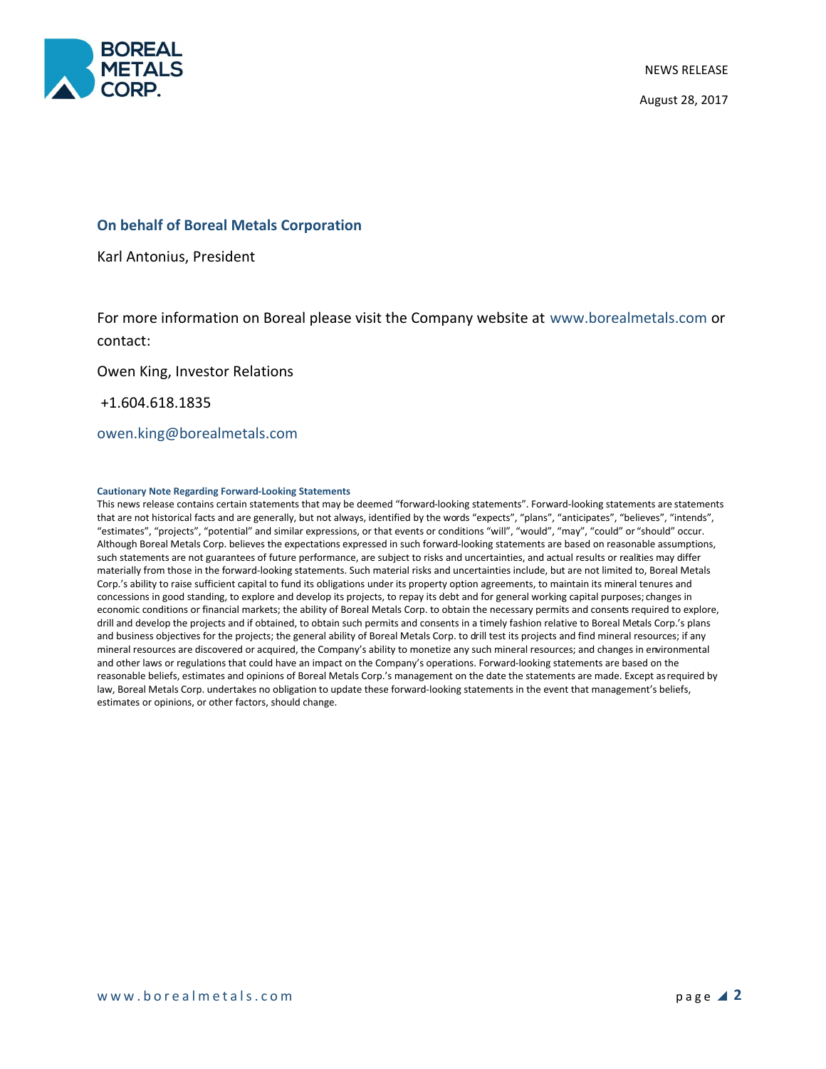### On behalf of Boreal Metals Corporation

Karl Antonius, President

For more information on Boreal please visit the Company website at www.borealmetals.com or contact:

Owen King, Investor Relations

+1.604.618.1835

owen.king@borealmetals.com

**Cautionary Note Regarding Forward-Looking Statements**

This news release contains certain statements that may be deemed "forward-looking statements". Forward-looking statements are statements that are not historical facts and are generally, but not always, identified by the words "expects", "plans", "anticipates", "believes", "intends", "estimates", "projects", "potential" and similar expressions, or that events or conditions "will", "would", "may", "could" or "should" occur. Although Boreal Metals Corp. believes the expectations expressed in such forward-looking statements are based on reasonable assumptions, such statements are not guarantees of future performance, are subject to risks and uncertainties, and actual results or realities may differ materially from those in the forward-looking statements. Such material risks and uncertainties include, but are not limited to, Boreal Metals Corp.'s ability to raise sufficient capital to fund its obligations under its property option agreements, to maintain its mineral tenures and concessions in good standing, to explore and develop its projects, to repay its debt and for general working capital purposes; changes in economic conditions or financial markets; the ability of Boreal Metals Corp. to obtain the necessary permits and consents required to explore, drill and develop the projects and if obtained, to obtain such permits and consents in a timely fashion relative to Boreal Metals Corp.'s plans and business objectives for the projects; the general ability of Boreal Metals Corp. to drill test its projects and find mineral resources; if any mineral resources are discovered or acquired, the Company's ability to monetize any such mineral resources; and changes in environmental and other laws or regulations that could have an impact on the Company's operations. Forward-looking statements are based on the reasonable beliefs, estimates and opinions of Boreal Metals Corp.'s management on the date the statements are made. Except as required by law, Boreal Metals Corp. undertakes no obligation to update these forward-looking statements in the event that management's beliefs, estimates or opinions, or other factors, should change.